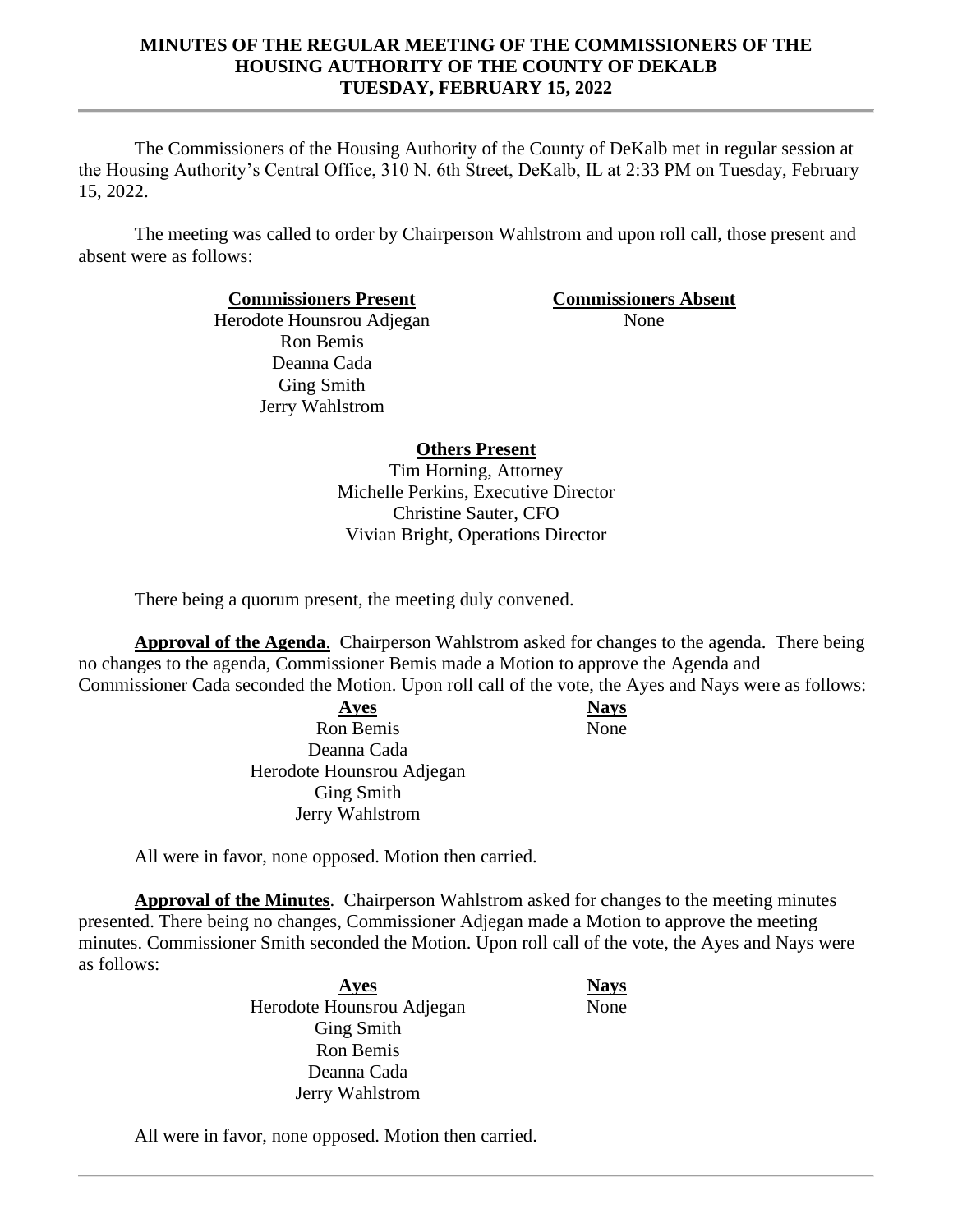**MINUTES OF THE REGULAR MEETING OF THE COMMISSIONERS OF THE HOUSING AUTHORITY OF THE COUNTY OF DEKALB**
**TUESDAY, FEBRUARY 15, 2022**

The Commissioners of the Housing Authority of the County of DeKalb met in regular session at the Housing Authority's Central Office, 310 N. 6th Street, DeKalb, IL at 2:33 PM on Tuesday, February 15, 2022.

The meeting was called to order by Chairperson Wahlstrom and upon roll call, those present and absent were as follows:

| **Commissioners Present** | **Commissioners Absent** |
|---|---|
| Herodote Hounsrou Adjegan | None |
| Ron Bemis | |
| Deanna Cada | |
| Ging Smith | |
| Jerry Wahlstrom | |

**Others Present**

Tim Horning, Attorney
Michelle Perkins, Executive Director
Christine Sauter, CFO
Vivian Bright, Operations Director

There being a quorum present, the meeting duly convened.

**Approval of the Agenda**. Chairperson Wahlstrom asked for changes to the agenda. There being no changes to the agenda, Commissioner Bemis made a Motion to approve the Agenda and Commissioner Cada seconded the Motion. Upon roll call of the vote, the Ayes and Nays were as follows:

| **Ayes** | **Nays** |
|---|---|
| Ron Bemis | None |
| Deanna Cada | |
| Herodote Hounsrou Adjegan | |
| Ging Smith | |
| Jerry Wahlstrom | |

All were in favor, none opposed. Motion then carried.

**Approval of the Minutes**. Chairperson Wahlstrom asked for changes to the meeting minutes presented. There being no changes, Commissioner Adjegan made a Motion to approve the meeting minutes. Commissioner Smith seconded the Motion. Upon roll call of the vote, the Ayes and Nays were as follows:

| **Ayes** | **Nays** |
|---|---|
| Herodote Hounsrou Adjegan | None |
| Ging Smith | |
| Ron Bemis | |
| Deanna Cada | |
| Jerry Wahlstrom | |

All were in favor, none opposed. Motion then carried.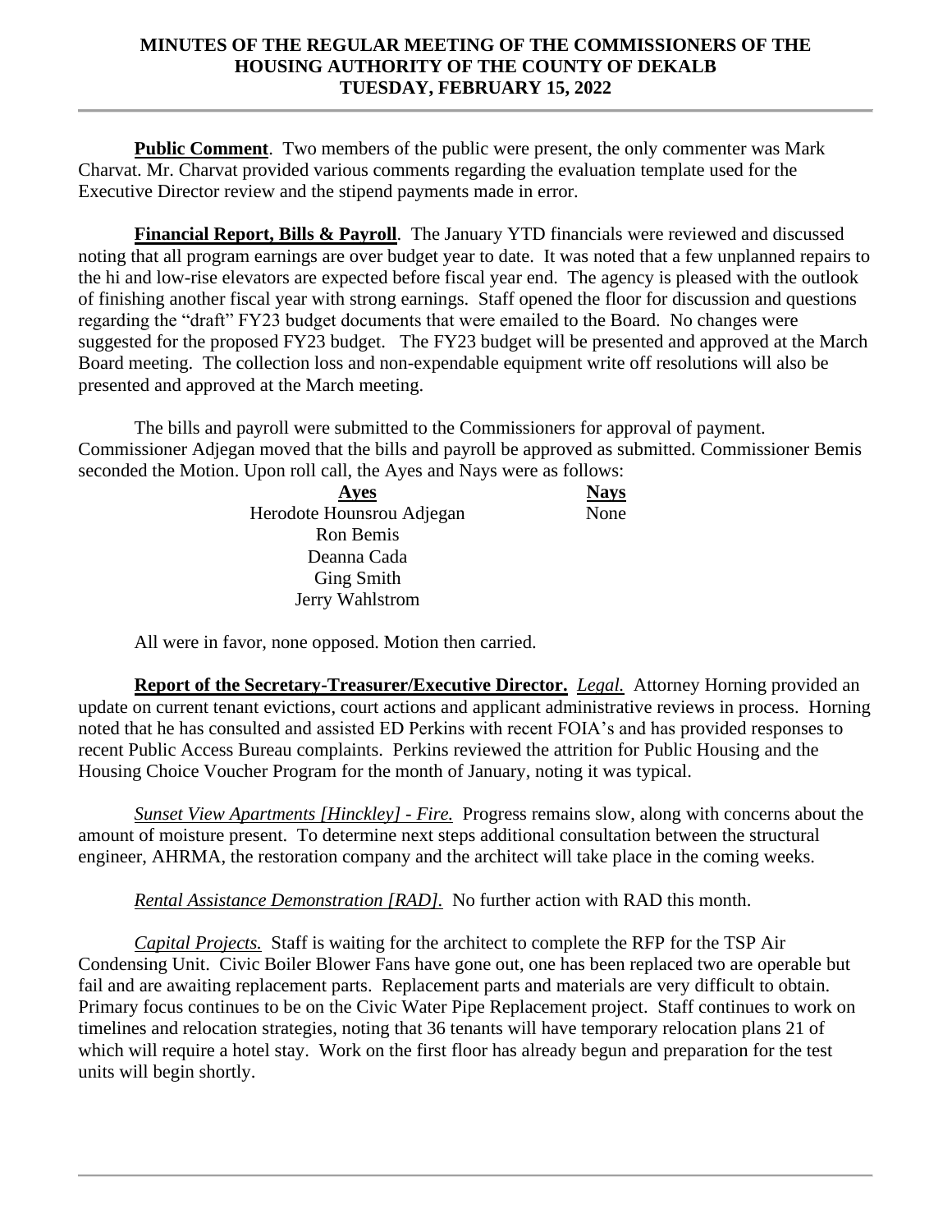# MINUTES OF THE REGULAR MEETING OF THE COMMISSIONERS OF THE HOUSING AUTHORITY OF THE COUNTY OF DEKALB TUESDAY, FEBRUARY 15, 2022

**Public Comment**. Two members of the public were present, the only commenter was Mark Charvat. Mr. Charvat provided various comments regarding the evaluation template used for the Executive Director review and the stipend payments made in error.

**Financial Report, Bills & Payroll**. The January YTD financials were reviewed and discussed noting that all program earnings are over budget year to date. It was noted that a few unplanned repairs to the hi and low-rise elevators are expected before fiscal year end. The agency is pleased with the outlook of finishing another fiscal year with strong earnings. Staff opened the floor for discussion and questions regarding the "draft" FY23 budget documents that were emailed to the Board. No changes were suggested for the proposed FY23 budget. The FY23 budget will be presented and approved at the March Board meeting. The collection loss and non-expendable equipment write off resolutions will also be presented and approved at the March meeting.

The bills and payroll were submitted to the Commissioners for approval of payment. Commissioner Adjegan moved that the bills and payroll be approved as submitted. Commissioner Bemis seconded the Motion. Upon roll call, the Ayes and Nays were as follows:

| Ayes | Nays |
|---|---|
| Herodote Hounsrou Adjegan | None |
| Ron Bemis | |
| Deanna Cada | |
| Ging Smith | |
| Jerry Wahlstrom | |

All were in favor, none opposed. Motion then carried.

**Report of the Secretary-Treasurer/Executive Director.** *Legal.* Attorney Horning provided an update on current tenant evictions, court actions and applicant administrative reviews in process. Horning noted that he has consulted and assisted ED Perkins with recent FOIA's and has provided responses to recent Public Access Bureau complaints. Perkins reviewed the attrition for Public Housing and the Housing Choice Voucher Program for the month of January, noting it was typical.

*Sunset View Apartments [Hinckley] - Fire.* Progress remains slow, along with concerns about the amount of moisture present. To determine next steps additional consultation between the structural engineer, AHRMA, the restoration company and the architect will take place in the coming weeks.

*Rental Assistance Demonstration [RAD].* No further action with RAD this month.

*Capital Projects.* Staff is waiting for the architect to complete the RFP for the TSP Air Condensing Unit. Civic Boiler Blower Fans have gone out, one has been replaced two are operable but fail and are awaiting replacement parts. Replacement parts and materials are very difficult to obtain. Primary focus continues to be on the Civic Water Pipe Replacement project. Staff continues to work on timelines and relocation strategies, noting that 36 tenants will have temporary relocation plans 21 of which will require a hotel stay. Work on the first floor has already begun and preparation for the test units will begin shortly.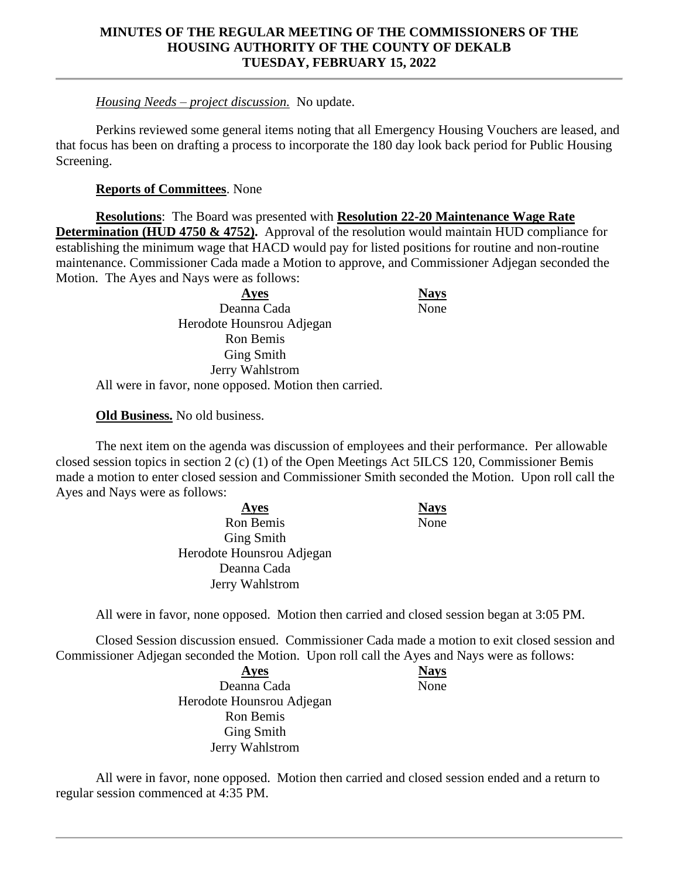*Housing Needs – project discussion.* No update.

Perkins reviewed some general items noting that all Emergency Housing Vouchers are leased, and that focus has been on drafting a process to incorporate the 180 day look back period for Public Housing Screening.

**Reports of Committees**. None

**Resolutions**: The Board was presented with **Resolution 22-20 Maintenance Wage Rate Determination (HUD 4750 & 4752).** Approval of the resolution would maintain HUD compliance for establishing the minimum wage that HACD would pay for listed positions for routine and non-routine maintenance. Commissioner Cada made a Motion to approve, and Commissioner Adjegan seconded the Motion. The Ayes and Nays were as follows:

| Ayes | Nays |
|---|---|
| Deanna Cada | None |
| Herodote Hounsrou Adjegan | |
| Ron Bemis | |
| Ging Smith | |
| Jerry Wahlstrom | |

All were in favor, none opposed. Motion then carried.

**Old Business.** No old business.

The next item on the agenda was discussion of employees and their performance. Per allowable closed session topics in section 2 (c) (1) of the Open Meetings Act 5ILCS 120, Commissioner Bemis made a motion to enter closed session and Commissioner Smith seconded the Motion. Upon roll call the Ayes and Nays were as follows:

| Ayes | Nays |
|---|---|
| Ron Bemis | None |
| Ging Smith | |
| Herodote Hounsrou Adjegan | |
| Deanna Cada | |
| Jerry Wahlstrom | |

All were in favor, none opposed. Motion then carried and closed session began at 3:05 PM.

Closed Session discussion ensued. Commissioner Cada made a motion to exit closed session and Commissioner Adjegan seconded the Motion. Upon roll call the Ayes and Nays were as follows:

| Ayes | Nays |
|---|---|
| Deanna Cada | None |
| Herodote Hounsrou Adjegan | |
| Ron Bemis | |
| Ging Smith | |
| Jerry Wahlstrom | |

All were in favor, none opposed. Motion then carried and closed session ended and a return to regular session commenced at 4:35 PM.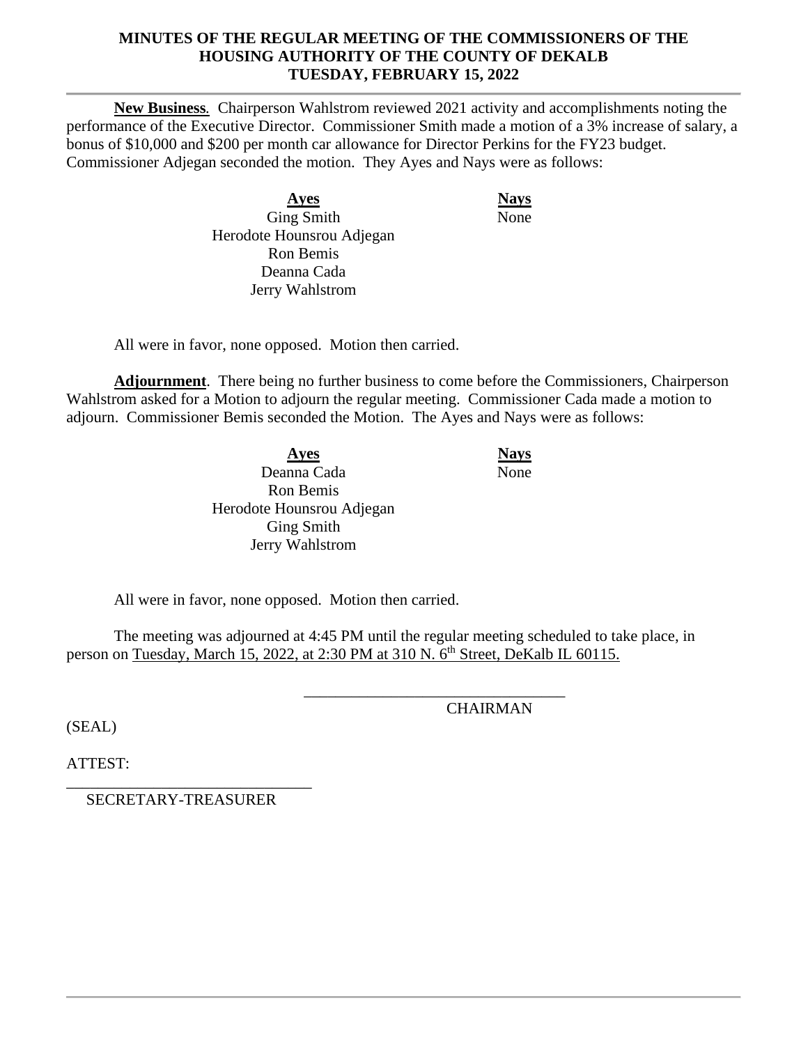**MINUTES OF THE REGULAR MEETING OF THE COMMISSIONERS OF THE HOUSING AUTHORITY OF THE COUNTY OF DEKALB TUESDAY, FEBRUARY 15, 2022**

**New Business**. Chairperson Wahlstrom reviewed 2021 activity and accomplishments noting the performance of the Executive Director. Commissioner Smith made a motion of a 3% increase of salary, a bonus of $10,000 and $200 per month car allowance for Director Perkins for the FY23 budget. Commissioner Adjegan seconded the motion. They Ayes and Nays were as follows:

| Ayes | Nays |
|---|---|
| Ging Smith | None |
| Herodote Hounsrou Adjegan | |
| Ron Bemis | |
| Deanna Cada | |
| Jerry Wahlstrom | |

All were in favor, none opposed. Motion then carried.

**Adjournment**. There being no further business to come before the Commissioners, Chairperson Wahlstrom asked for a Motion to adjourn the regular meeting. Commissioner Cada made a motion to adjourn. Commissioner Bemis seconded the Motion. The Ayes and Nays were as follows:

| Ayes | Nays |
|---|---|
| Deanna Cada | None |
| Ron Bemis | |
| Herodote Hounsrou Adjegan | |
| Ging Smith | |
| Jerry Wahlstrom | |

All were in favor, none opposed. Motion then carried.

The meeting was adjourned at 4:45 PM until the regular meeting scheduled to take place, in person on Tuesday, March 15, 2022, at 2:30 PM at 310 N. 6th Street, DeKalb IL 60115.

_______________________________
CHAIRMAN

(SEAL)

ATTEST:

_______________________________
SECRETARY-TREASURER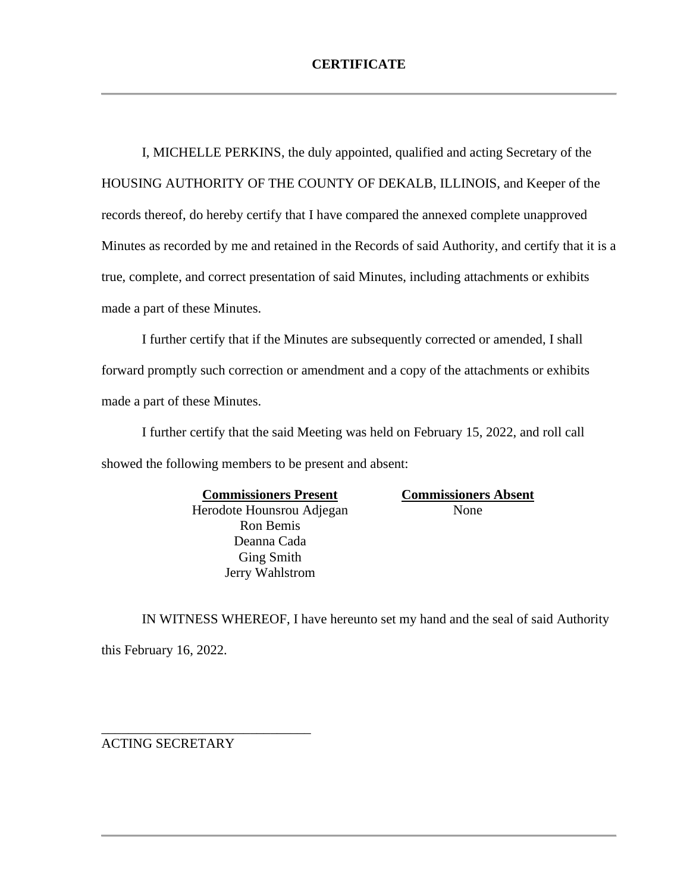## CERTIFICATE

I, MICHELLE PERKINS, the duly appointed, qualified and acting Secretary of the HOUSING AUTHORITY OF THE COUNTY OF DEKALB, ILLINOIS, and Keeper of the records thereof, do hereby certify that I have compared the annexed complete unapproved Minutes as recorded by me and retained in the Records of said Authority, and certify that it is a true, complete, and correct presentation of said Minutes, including attachments or exhibits made a part of these Minutes.

I further certify that if the Minutes are subsequently corrected or amended, I shall forward promptly such correction or amendment and a copy of the attachments or exhibits made a part of these Minutes.

I further certify that the said Meeting was held on February 15, 2022, and roll call showed the following members to be present and absent:

| Commissioners Present | Commissioners Absent |
| --- | --- |
| Herodote Hounsrou Adjegan | None |
| Ron Bemis | |
| Deanna Cada | |
| Ging Smith | |
| Jerry Wahlstrom | |

IN WITNESS WHEREOF, I have hereunto set my hand and the seal of said Authority this February 16, 2022.

______________________________

ACTING SECRETARY